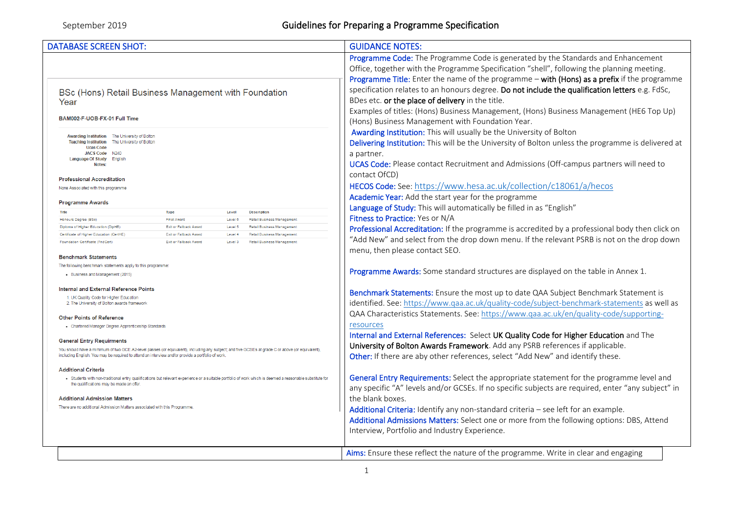# Guidelines for Preparing a Programme Specification

September 2019

| DATABASE SCREEN SHOT: | GUIDANCE NOTES: |
| --- | --- |
| BSc (Hons) Retail Business Management with Foundation Year<br><br>**BAM002-F-UOB-FX-01 Full Time**<br><br>Awarding Institution: The University of Bolton<br>Teaching Institution: The University of Bolton<br>Ucas Code:<br>JACS Code: N240<br>Language Of Study: English<br>Notes:<br><br>**Professional Accreditation**<br>None Associated with this programme<br><br>**Programme Awards**<br>Title / Type / Level / Description<br>Honours Degree (BSc) / Final Award / Level 6 / Retail Business Management<br>Diploma of Higher Education (DipHE) / Exit or Fallback Award / Level 5 / Retail Business Management<br>Certificate of Higher Education (CertHE) / Exit or Fallback Award / Level 4 / Retail Business Management<br>Foundation Certificate (FndCert) / Exit or Fallback Award / Level 3 / Retail Business Management<br><br>**Benchmark Statements**<br>The following benchmark statements apply to this programme:<br>• Business and Management (2015)<br><br>**Internal and External Reference Points**<br>1. UK Quality Code for Higher Education<br>2. The University of Bolton awards framework<br><br>**Other Points of Reference**<br>• Chartered Manager Degree Apprenticeship Standards<br><br>**General Entry Requirments**<br>You should have a minimum of two GCE A2-level passes (or equivalent), including any subject; and five GCSEs at grade C or above (or equivalent), including English. You may be required to attend an interview and/or provide a portfolio of work.<br><br>**Additional Criteria**<br>• Students with non-traditional entry qualifications but relevant experience or a suitable portfolio of work which is deemed a reasonable substitute for the qualifications may be made an offer.<br><br>**Additional Admission Matters**<br>There are no additional Admission Matters associated with this Programme. | Programme Code: The Programme Code is generated by the Standards and Enhancement Office, together with the Programme Specification "shell", following the planning meeting.<br>Programme Title: Enter the name of the programme – **with (Hons) as a prefix** if the programme specification relates to an honours degree. **Do not include the qualification letters** e.g. FdSc, BDes etc. **or the place of delivery** in the title.<br>Examples of titles: (Hons) Business Management, (Hons) Business Management (HE6 Top Up) (Hons) Business Management with Foundation Year.<br>Awarding Institution: This will usually be the University of Bolton<br>Delivering Institution: This will be the University of Bolton unless the programme is delivered at a partner.<br>UCAS Code: Please contact Recruitment and Admissions (Off-campus partners will need to contact OfCD)<br>HECOS Code: See: https://www.hesa.ac.uk/collection/c18061/a/hecos<br>Academic Year: Add the start year for the programme<br>Language of Study: This will automatically be filled in as "English"<br>Fitness to Practice: Yes or N/A<br>Professional Accreditation: If the programme is accredited by a professional body then click on "Add New" and select from the drop down menu. If the relevant PSRB is not on the drop down menu, then please contact SEO.<br><br>Programme Awards: Some standard structures are displayed on the table in Annex 1.<br><br>Benchmark Statements: Ensure the most up to date QAA Subject Benchmark Statement is identified. See: https://www.qaa.ac.uk/quality-code/subject-benchmark-statements as well as QAA Characteristics Statements. See: https://www.qaa.ac.uk/en/quality-code/supporting-resources<br>Internal and External References: Select **UK Quality Code for Higher Education** and The **University of Bolton Awards Framework**. Add any PSRB references if applicable.<br>Other: If there are aby other references, select "Add New" and identify these.<br><br>General Entry Requirements: Select the appropriate statement for the programme level and any specific "A" levels and/or GCSEs. If no specific subjects are required, enter "any subject" in the blank boxes.<br>Additional Criteria: Identify any non-standard criteria – see left for an example.<br>Additional Admissions Matters: Select one or more from the following options: DBS, Attend Interview, Portfolio and Industry Experience. |
| | Aims: Ensure these reflect the nature of the programme. Write in clear and engaging |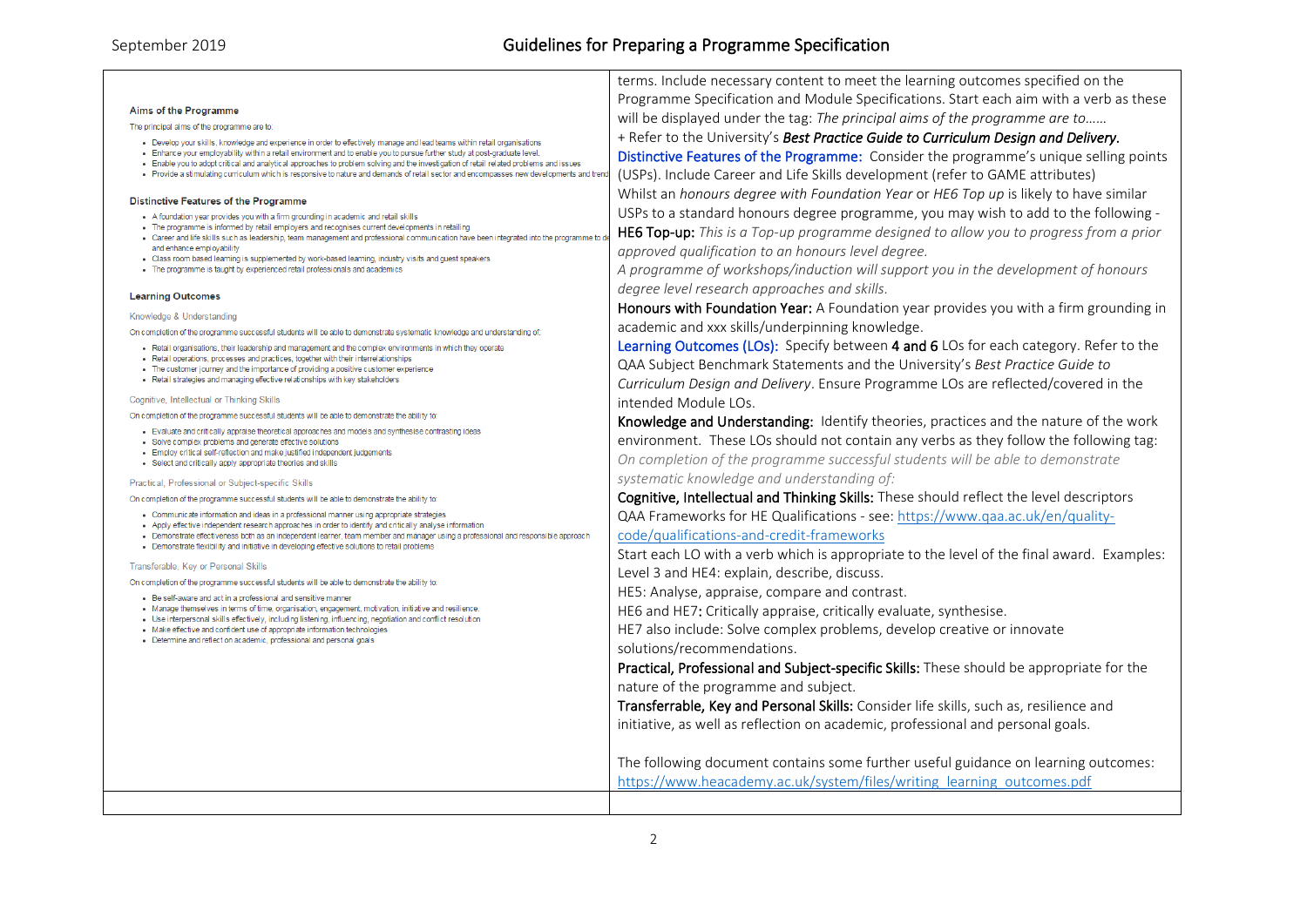| | |
|---|---|
| **Aims of the Programme**<br><br>The principal aims of the programme are to:<br><br>• Develop your skills, knowledge and experience in order to effectively manage and lead teams within retail organisations<br>• Enhance your employability within a retail environment and to enable you to pursue further study at post-graduate level.<br>• Enable you to adopt critical and analytical approaches to problem solving and the investigation of retail related problems and issues<br>• Provide a stimulating curriculum which is responsive to nature and demands of retail sector and encompasses new developments and trend<br><br>**Distinctive Features of the Programme**<br><br>• A foundation year provides you with a firm grounding in academic and retail skills<br>• The programme is informed by retail employers and recognises current developments in retailing<br>• Career and life skills such as leadership, team management and professional communication have been integrated into the programme to de and enhance employability<br>• Class room based learning is supplemented by work-based learning, industry visits and guest speakers<br>• The programme is taught by experienced retail professionals and academics<br><br>**Learning Outcomes**<br><br>Knowledge & Understanding<br><br>On completion of the programme successful students will be able to demonstrate systematic knowledge and understanding of:<br><br>• Retail organisations, their leadership and management and the complex environments in which they operate<br>• Retail operations, processes and practices, together with their interrelationships<br>• The customer journey and the importance of providing a positive customer experience<br>• Retail strategies and managing effective relationships with key stakeholders<br><br>Cognitive, Intellectual or Thinking Skills<br><br>On completion of the programme successful students will be able to demonstrate the ability to:<br><br>• Evaluate and critically appraise theoretical approaches and models and synthesise contrasting ideas<br>• Solve complex problems and generate effective solutions<br>• Employ critical self-reflection and make justified independent judgements<br>• Select and critically apply appropriate theories and skills<br><br>Practical, Professional or Subject-specific Skills<br><br>On completion of the programme successful students will be able to demonstrate the ability to:<br><br>• Communicate information and ideas in a professional manner using appropriate strategies<br>• Apply effective independent research approaches in order to identify and critically analyse information<br>• Demonstrate effectiveness both as an independent learner, team member and manager using a professional and responsible approach<br>• Demonstrate flexibility and initiative in developing effective solutions to retail problems<br><br>Transferable, Key or Personal Skills<br><br>On completion of the programme successful students will be able to demonstrate the ability to:<br><br>• Be self-aware and act in a professional and sensitive manner<br>• Manage themselves in terms of time, organisation, engagement, motivation, initiative and resilience.<br>• Use interpersonal skills effectively, including listening, influencing, negotiation and conflict resolution<br>• Make effective and confident use of appropriate information technologies<br>• Determine and reflect on academic, professional and personal goals | terms. Include necessary content to meet the learning outcomes specified on the Programme Specification and Module Specifications. Start each aim with a verb as these will be displayed under the tag: *The principal aims of the programme are to……*<br>+ Refer to the University's ***Best Practice Guide to Curriculum Design and Delivery***.<br>**Distinctive Features of the Programme:** Consider the programme's unique selling points (USPs). Include Career and Life Skills development (refer to GAME attributes)<br>Whilst an *honours degree with Foundation Year* or *HE6 Top up* is likely to have similar USPs to a standard honours degree programme, you may wish to add to the following -<br>**HE6 Top-up:** *This is a Top-up programme designed to allow you to progress from a prior approved qualification to an honours level degree.*<br>*A programme of workshops/induction will support you in the development of honours degree level research approaches and skills.*<br>**Honours with Foundation Year:** A Foundation year provides you with a firm grounding in academic and xxx skills/underpinning knowledge.<br>**Learning Outcomes (LOs):** Specify between **4 and 6** LOs for each category. Refer to the QAA Subject Benchmark Statements and the University's *Best Practice Guide to Curriculum Design and Delivery*. Ensure Programme LOs are reflected/covered in the intended Module LOs.<br>**Knowledge and Understanding:** Identify theories, practices and the nature of the work environment. These LOs should not contain any verbs as they follow the following tag: *On completion of the programme successful students will be able to demonstrate systematic knowledge and understanding of:*<br>**Cognitive, Intellectual and Thinking Skills:** These should reflect the level descriptors QAA Frameworks for HE Qualifications - see: https://www.qaa.ac.uk/en/quality-code/qualifications-and-credit-frameworks<br>Start each LO with a verb which is appropriate to the level of the final award. Examples:<br>Level 3 and HE4: explain, describe, discuss.<br>HE5: Analyse, appraise, compare and contrast.<br>HE6 and HE7**:** Critically appraise, critically evaluate, synthesise.<br>HE7 also include: Solve complex problems, develop creative or innovate solutions/recommendations.<br>**Practical, Professional and Subject-specific Skills:** These should be appropriate for the nature of the programme and subject.<br>**Transferrable, Key and Personal Skills:** Consider life skills, such as, resilience and initiative, as well as reflection on academic, professional and personal goals.<br><br>The following document contains some further useful guidance on learning outcomes: https://www.heacademy.ac.uk/system/files/writing_learning_outcomes.pdf |
| | |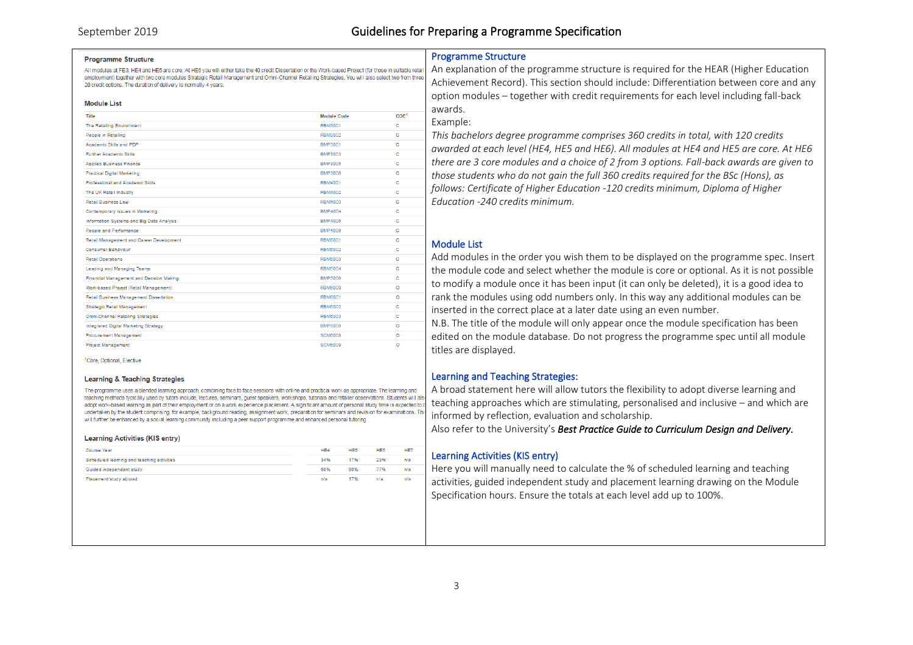### Programme Structure

All modules at FE3, HE4 and HE5 are core. At HE6 you will either take the 40 credit Dissertation or the Work-based Project (for those in suitable retail employment) together with two core modules Strategic Retail Management and Omni-Channel Retailing Strategies. You will also select two from three 20 credit options. The duration of delivery is normally 4 years.

### Module List

| Title | Module Code | COE[1] |
|---|---|---|
| The Retailing Environment | RBM3001 | C |
| People in Retailing | RBM3002 | C |
| Academic Skills and PDP | BMP3001 | C |
| Further Academic Skills | BMP3003 | C |
| Applied Business Finance | BMP3005 | C |
| Practical Digital Marketing | BMP3008 | C |
| Professional and Academic Skills | RBM4001 | C |
| The UK Retail Industry | RBM4002 | C |
| Retail Business Law | RBM4003 | C |
| Contemporary Issues in Marketing | BMP4004 | C |
| Information Systems and Big Data Analysis | BMP4005 | C |
| People and Performance | BMP4006 | C |
| Retail Management and Career Development | RBM5001 | C |
| Consumer Behaviour | RBM5002 | C |
| Retail Operations | RBM5003 | C |
| Leading and Managing Teams | RBM5004 | C |
| Financial Management and Decision Making | BMP5006 | C |
| Work-based Project (Retail Management) | RBM6000 | O |
| Retail Business Management Dissertation | RBM6001 | O |
| Strategic Retail Management | RBM6002 | C |
| Omni-Channel Retailing Strategies | RBM6003 | C |
| Integrated Digital Marketing Strategy | BMP6008 | O |
| Procurement Management | SCM6008 | O |
| Project Management | SCM6009 | O |

[1]Core, Optional, Elective

### Learning & Teaching Strategies

The programme uses a blended learning approach, combining face to face sessions with online and practical work as appropriate. The learning and teaching methods typically used by tutors include, lectures, seminars, guest speakers, workshops, tutorials and retailer observations. Students will also adopt work-based learning as part of their employment or on a work experience placement. A significant amount of personal study time is expected to be undertaken by the student comprising, for example, background reading, assignment work, preparation for seminars and revision for examinations. This will further be enhanced by a social learning community including a peer support programme and enhanced personal tutoring

### Learning Activities (KIS entry)

| Course Year | HE4 | HE5 | HE6 | HE7 |
|---|---|---|---|---|
| Scheduled learning and teaching activities | 34% | 17% | 23% | n/a |
| Guided independent study | 66% | 66% | 77% | n/a |
| Placement/study abroad | n/a | 17% | n/a | n/a |

## Programme Structure

An explanation of the programme structure is required for the HEAR (Higher Education Achievement Record). This section should include: Differentiation between core and any option modules – together with credit requirements for each level including fall-back awards.

Example:

*This bachelors degree programme comprises 360 credits in total, with 120 credits awarded at each level (HE4, HE5 and HE6). All modules at HE4 and HE5 are core. At HE6 there are 3 core modules and a choice of 2 from 3 options. Fall-back awards are given to those students who do not gain the full 360 credits required for the BSc (Hons), as follows: Certificate of Higher Education -120 credits minimum, Diploma of Higher Education -240 credits minimum.*

## Module List

Add modules in the order you wish them to be displayed on the programme spec. Insert the module code and select whether the module is core or optional. As it is not possible to modify a module once it has been input (it can only be deleted), it is a good idea to rank the modules using odd numbers only. In this way any additional modules can be inserted in the correct place at a later date using an even number.

N.B. The title of the module will only appear once the module specification has been edited on the module database. Do not progress the programme spec until all module titles are displayed.

## Learning and Teaching Strategies:

A broad statement here will allow tutors the flexibility to adopt diverse learning and teaching approaches which are stimulating, personalised and inclusive – and which are informed by reflection, evaluation and scholarship.

Also refer to the University's ***Best Practice Guide to Curriculum Design and Delivery.***

## Learning Activities (KIS entry)

Here you will manually need to calculate the % of scheduled learning and teaching activities, guided independent study and placement learning drawing on the Module Specification hours. Ensure the totals at each level add up to 100%.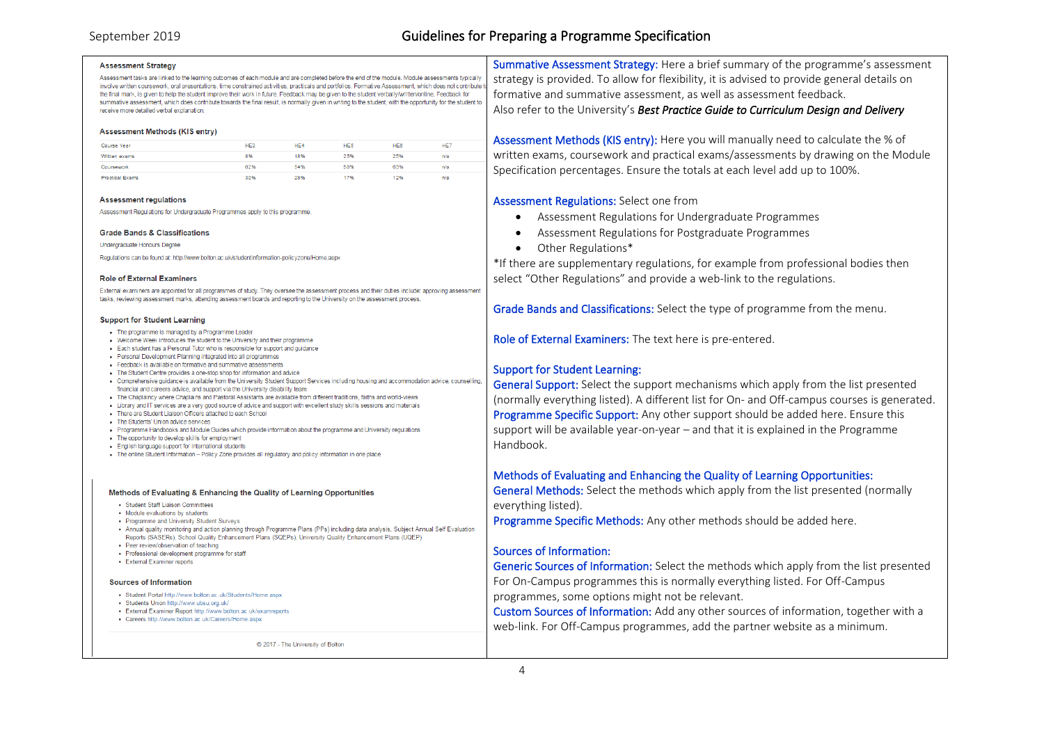**Assessment Strategy**

Assessment tasks are linked to the learning outcomes of each module and are completed before the end of the module. Module assessments typically involve written coursework, oral presentations, time constrained activities, practicals and portfolios. Formative Assessment, which does not contribute to the final mark, is given to help the student improve their work in future. Feedback may be given to the student verbally/written/online. Feedback for summative assessment, which does contribute towards the final result, is normally given in writing to the student, with the opportunity for the student to receive more detailed verbal explanation.

**Assessment Methods (KIS entry)**

| Course Year | HE3 | HE4 | HE5 | HE6 | HE7 |
|---|---|---|---|---|---|
| Written exams | 8% | 18% | 25% | 25% | n/a |
| Coursework | 62% | 54% | 58% | 63% | n/a |
| Practical Exams | 30% | 28% | 17% | 12% | n/a |

**Assessment regulations**

Assessment Regulations for Undergraduate Programmes apply to this programme.

**Grade Bands & Classifications**

Undergraduate Honours Degree

Regulations can be found at: http://www.bolton.ac.uk/studentinformation-policyzone/Home.aspx

**Role of External Examiners**

External examiners are appointed for all programmes of study. They oversee the assessment process and their duties include: approving assessment tasks, reviewing assessment marks, attending assessment boards and reporting to the University on the assessment process.

**Support for Student Learning**

- The programme is managed by a Programme Leader
- Welcome Week introduces the student to the University and their programme
- Each student has a Personal Tutor who is responsible for support and guidance
- Personal Development Planning integrated into all programmes
- Feedback is available on formative and summative assessments
- The Student Centre provides a one-stop shop for information and advice
- Comprehensive guidance is available from the University Student Support Services including housing and accommodation advice, counselling, financial and careers advice, and support via the University disability team
- The Chaplaincy where Chaplains and Pastoral Assistants are available from different traditions, faiths and world-views
- Library and IT services are a very good source of advice and support with excellent study skills sessions and materials
- There are Student Liaison Officers attached to each School
- The Students' Union advice services
- Programme Handbooks and Module Guides which provide information about the programme and University regulations
- The opportunity to develop skills for employment
- English language support for international students
- The online Student Information – Policy Zone provides all regulatory and policy information in one place

**Methods of Evaluating & Enhancing the Quality of Learning Opportunities**

- Student Staff Liaison Committees
- Module evaluations by students
- Programme and University Student Surveys
- Annual quality monitoring and action planning through Programme Plans (PPs) including data analysis, Subject Annual Self Evaluation Reports (SASERs), School Quality Enhancement Plans (SQEPs), University Quality Enhancement Plans (UQEP)
- Peer review/observation of teaching
- Professional development programme for staff
- External Examiner reports

**Sources of Information**

- Student Portal http://www.bolton.ac.uk/Students/Home.aspx
- Students Union http://www.ubsu.org.uk/
- External Examiner Report http://www.bolton.ac.uk/examreports
- Careers http://www.bolton.ac.uk/Careers/Home.aspx

© 2017 - The University of Bolton

**Summative Assessment Strategy:** Here a brief summary of the programme's assessment strategy is provided. To allow for flexibility, it is advised to provide general details on formative and summative assessment, as well as assessment feedback.
Also refer to the University's ***Best Practice Guide to Curriculum Design and Delivery***

**Assessment Methods (KIS entry):** Here you will manually need to calculate the % of written exams, coursework and practical exams/assessments by drawing on the Module Specification percentages. Ensure the totals at each level add up to 100%.

**Assessment Regulations:** Select one from

- Assessment Regulations for Undergraduate Programmes
- Assessment Regulations for Postgraduate Programmes
- Other Regulations*

*If there are supplementary regulations, for example from professional bodies then select "Other Regulations" and provide a web-link to the regulations.

**Grade Bands and Classifications:** Select the type of programme from the menu.

**Role of External Examiners:** The text here is pre-entered.

**Support for Student Learning:**
**General Support:** Select the support mechanisms which apply from the list presented (normally everything listed). A different list for On- and Off-campus courses is generated.
**Programme Specific Support:** Any other support should be added here. Ensure this support will be available year-on-year – and that it is explained in the Programme Handbook.

**Methods of Evaluating and Enhancing the Quality of Learning Opportunities:**
**General Methods:** Select the methods which apply from the list presented (normally everything listed).
**Programme Specific Methods:** Any other methods should be added here.

**Sources of Information:**
**Generic Sources of Information:** Select the methods which apply from the list presented For On-Campus programmes this is normally everything listed. For Off-Campus programmes, some options might not be relevant.
**Custom Sources of Information:** Add any other sources of information, together with a web-link. For Off-Campus programmes, add the partner website as a minimum.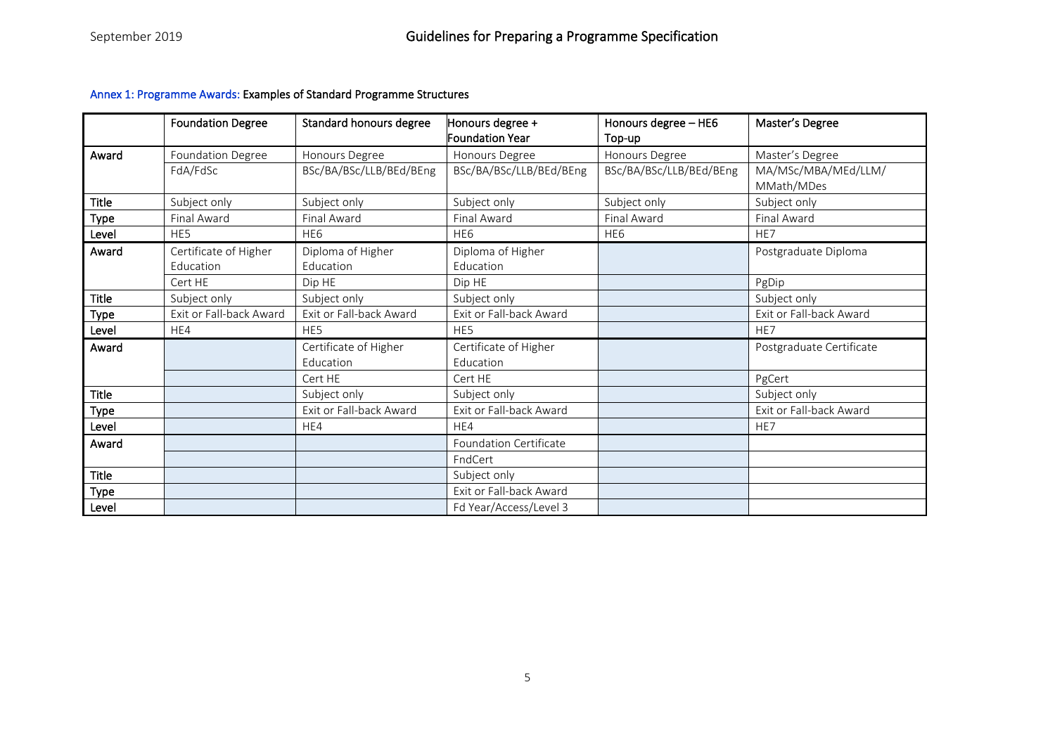Annex 1: Programme Awards: Examples of Standard Programme Structures

| | Foundation Degree | Standard honours degree | Honours degree + Foundation Year | Honours degree – HE6 Top-up | Master's Degree |
|---|---|---|---|---|---|
| **Award** | Foundation Degree | Honours Degree | Honours Degree | Honours Degree | Master's Degree |
| | FdA/FdSc | BSc/BA/BSc/LLB/BEd/BEng | BSc/BA/BSc/LLB/BEd/BEng | BSc/BA/BSc/LLB/BEd/BEng | MA/MSc/MBA/MEd/LLM/ MMath/MDes |
| **Title** | Subject only | Subject only | Subject only | Subject only | Subject only |
| **Type** | Final Award | Final Award | Final Award | Final Award | Final Award |
| **Level** | HE5 | HE6 | HE6 | HE6 | HE7 |
| **Award** | Certificate of Higher Education | Diploma of Higher Education | Diploma of Higher Education | | Postgraduate Diploma |
| | Cert HE | Dip HE | Dip HE | | PgDip |
| **Title** | Subject only | Subject only | Subject only | | Subject only |
| **Type** | Exit or Fall-back Award | Exit or Fall-back Award | Exit or Fall-back Award | | Exit or Fall-back Award |
| **Level** | HE4 | HE5 | HE5 | | HE7 |
| **Award** | | Certificate of Higher Education | Certificate of Higher Education | | Postgraduate Certificate |
| | | Cert HE | Cert HE | | PgCert |
| **Title** | | Subject only | Subject only | | Subject only |
| **Type** | | Exit or Fall-back Award | Exit or Fall-back Award | | Exit or Fall-back Award |
| **Level** | | HE4 | HE4 | | HE7 |
| **Award** | | | Foundation Certificate | | |
| | | | FndCert | | |
| **Title** | | | Subject only | | |
| **Type** | | | Exit or Fall-back Award | | |
| **Level** | | | Fd Year/Access/Level 3 | | |